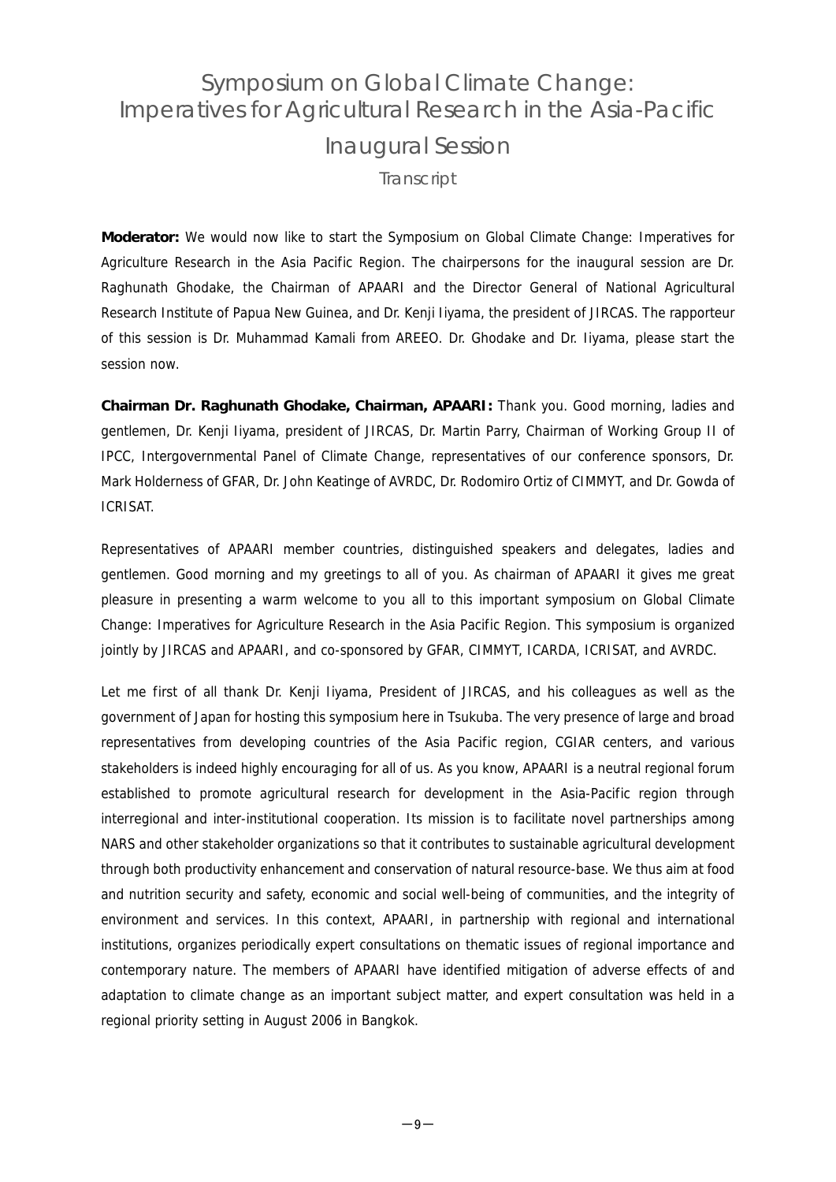# Symposium on Global Climate Change: Imperatives for Agricultural Research in the Asia-Pacific

## Inaugural Session

### Transcript

**Moderator:** We would now like to start the Symposium on Global Climate Change: Imperatives for Agriculture Research in the Asia Pacific Region. The chairpersons for the inaugural session are Dr. Raghunath Ghodake, the Chairman of APAARI and the Director General of National Agricultural Research Institute of Papua New Guinea, and Dr. Kenji Iiyama, the president of JIRCAS. The rapporteur of this session is Dr. Muhammad Kamali from AREEO. Dr. Ghodake and Dr. Iiyama, please start the session now.

**Chairman Dr. Raghunath Ghodake, Chairman, APAARI:** Thank you. Good morning, ladies and gentlemen, Dr. Kenji Iiyama, president of JIRCAS, Dr. Martin Parry, Chairman of Working Group II of IPCC, Intergovernmental Panel of Climate Change, representatives of our conference sponsors, Dr. Mark Holderness of GFAR, Dr. John Keatinge of AVRDC, Dr. Rodomiro Ortiz of CIMMYT, and Dr. Gowda of ICRISAT.

Representatives of APAARI member countries, distinguished speakers and delegates, ladies and gentlemen. Good morning and my greetings to all of you. As chairman of APAARI it gives me great pleasure in presenting a warm welcome to you all to this important symposium on Global Climate Change: Imperatives for Agriculture Research in the Asia Pacific Region. This symposium is organized jointly by JIRCAS and APAARI, and co-sponsored by GFAR, CIMMYT, ICARDA, ICRISAT, and AVRDC.

Let me first of all thank Dr. Kenji Iiyama, President of JIRCAS, and his colleagues as well as the government of Japan for hosting this symposium here in Tsukuba. The very presence of large and broad representatives from developing countries of the Asia Pacific region, CGIAR centers, and various stakeholders is indeed highly encouraging for all of us. As you know, APAARI is a neutral regional forum established to promote agricultural research for development in the Asia-Pacific region through interregional and inter-institutional cooperation. Its mission is to facilitate novel partnerships among NARS and other stakeholder organizations so that it contributes to sustainable agricultural development through both productivity enhancement and conservation of natural resource-base. We thus aim at food and nutrition security and safety, economic and social well-being of communities, and the integrity of environment and services. In this context, APAARI, in partnership with regional and international institutions, organizes periodically expert consultations on thematic issues of regional importance and contemporary nature. The members of APAARI have identified mitigation of adverse effects of and adaptation to climate change as an important subject matter, and expert consultation was held in a regional priority setting in August 2006 in Bangkok.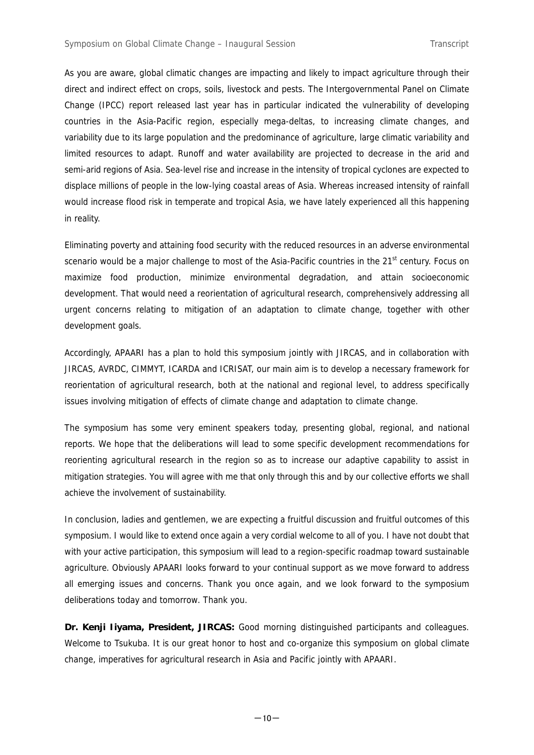As you are aware, global climatic changes are impacting and likely to impact agriculture through their direct and indirect effect on crops, soils, livestock and pests. The Intergovernmental Panel on Climate Change (IPCC) report released last year has in particular indicated the vulnerability of developing countries in the Asia-Pacific region, especially mega-deltas, to increasing climate changes, and variability due to its large population and the predominance of agriculture, large climatic variability and limited resources to adapt. Runoff and water availability are projected to decrease in the arid and semi-arid regions of Asia. Sea-level rise and increase in the intensity of tropical cyclones are expected to displace millions of people in the low-lying coastal areas of Asia. Whereas increased intensity of rainfall would increase flood risk in temperate and tropical Asia, we have lately experienced all this happening in reality.

Eliminating poverty and attaining food security with the reduced resources in an adverse environmental scenario would be a major challenge to most of the Asia-Pacific countries in the 21st century. Focus on maximize food production, minimize environmental degradation, and attain socioeconomic development. That would need a reorientation of agricultural research, comprehensively addressing all urgent concerns relating to mitigation of an adaptation to climate change, together with other development goals.

Accordingly, APAARI has a plan to hold this symposium jointly with JIRCAS, and in collaboration with JIRCAS, AVRDC, CIMMYT, ICARDA and ICRISAT, our main aim is to develop a necessary framework for reorientation of agricultural research, both at the national and regional level, to address specifically issues involving mitigation of effects of climate change and adaptation to climate change.

The symposium has some very eminent speakers today, presenting global, regional, and national reports. We hope that the deliberations will lead to some specific development recommendations for reorienting agricultural research in the region so as to increase our adaptive capability to assist in mitigation strategies. You will agree with me that only through this and by our collective efforts we shall achieve the involvement of sustainability.

In conclusion, ladies and gentlemen, we are expecting a fruitful discussion and fruitful outcomes of this symposium. I would like to extend once again a very cordial welcome to all of you. I have not doubt that with your active participation, this symposium will lead to a region-specific roadmap toward sustainable agriculture. Obviously APAARI looks forward to your continual support as we move forward to address all emerging issues and concerns. Thank you once again, and we look forward to the symposium deliberations today and tomorrow. Thank you.

**Dr. Kenji Iiyama, President, JIRCAS:** Good morning distinguished participants and colleagues. Welcome to Tsukuba. It is our great honor to host and co-organize this symposium on global climate change, imperatives for agricultural research in Asia and Pacific jointly with APAARI.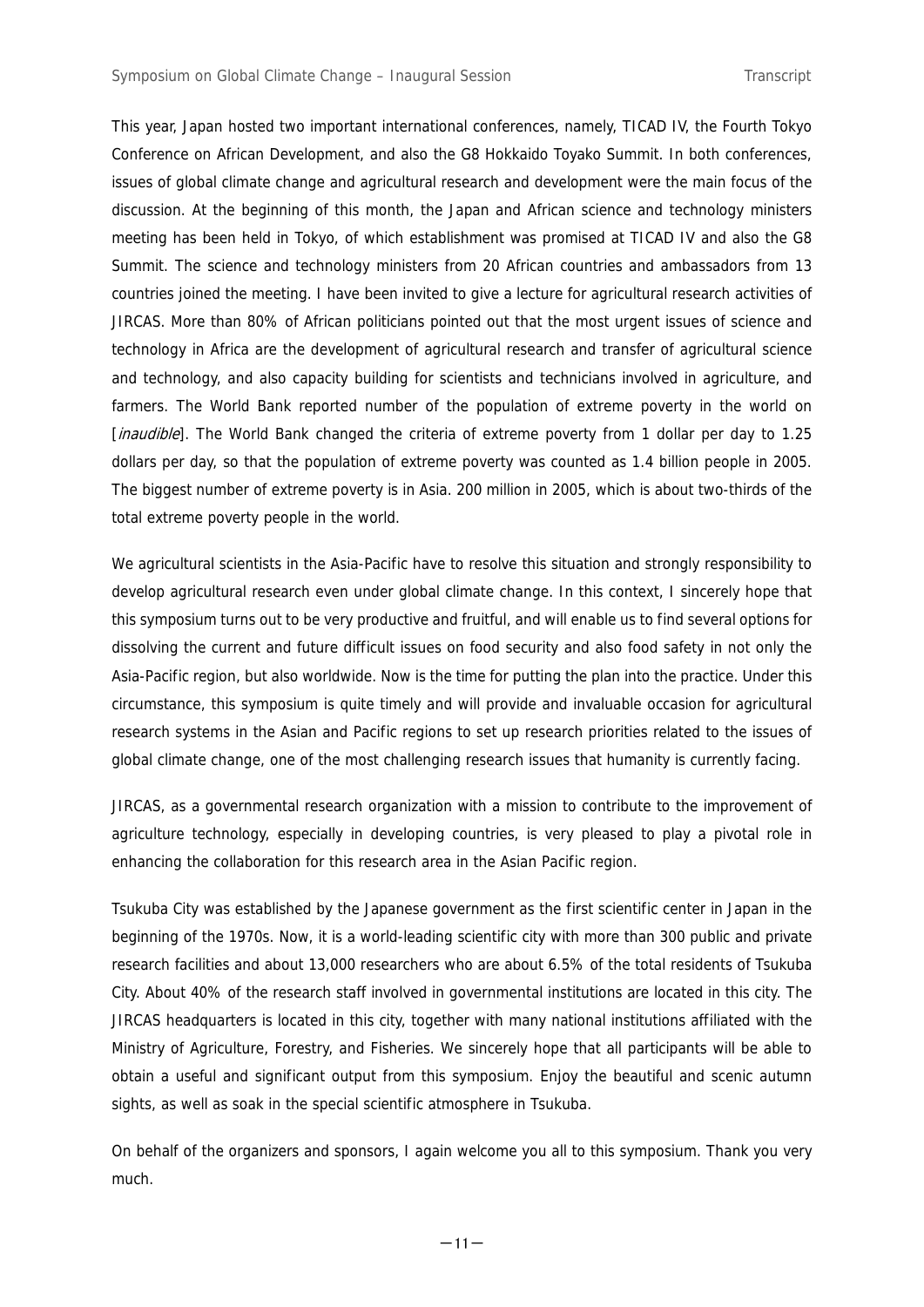This year, Japan hosted two important international conferences, namely, TICAD IV, the Fourth Tokyo Conference on African Development, and also the G8 Hokkaido Toyako Summit. In both conferences, issues of global climate change and agricultural research and development were the main focus of the discussion. At the beginning of this month, the Japan and African science and technology ministers meeting has been held in Tokyo, of which establishment was promised at TICAD IV and also the G8 Summit. The science and technology ministers from 20 African countries and ambassadors from 13 countries joined the meeting. I have been invited to give a lecture for agricultural research activities of JIRCAS. More than 80% of African politicians pointed out that the most urgent issues of science and technology in Africa are the development of agricultural research and transfer of agricultural science and technology, and also capacity building for scientists and technicians involved in agriculture, and farmers. The World Bank reported number of the population of extreme poverty in the world on [*inaudible*]. The World Bank changed the criteria of extreme poverty from 1 dollar per day to 1.25 dollars per day, so that the population of extreme poverty was counted as 1.4 billion people in 2005. The biggest number of extreme poverty is in Asia. 200 million in 2005, which is about two-thirds of the total extreme poverty people in the world.

We agricultural scientists in the Asia-Pacific have to resolve this situation and strongly responsibility to develop agricultural research even under global climate change. In this context, I sincerely hope that this symposium turns out to be very productive and fruitful, and will enable us to find several options for dissolving the current and future difficult issues on food security and also food safety in not only the Asia-Pacific region, but also worldwide. Now is the time for putting the plan into the practice. Under this circumstance, this symposium is quite timely and will provide and invaluable occasion for agricultural research systems in the Asian and Pacific regions to set up research priorities related to the issues of global climate change, one of the most challenging research issues that humanity is currently facing.

JIRCAS, as a governmental research organization with a mission to contribute to the improvement of agriculture technology, especially in developing countries, is very pleased to play a pivotal role in enhancing the collaboration for this research area in the Asian Pacific region.

Tsukuba City was established by the Japanese government as the first scientific center in Japan in the beginning of the 1970s. Now, it is a world-leading scientific city with more than 300 public and private research facilities and about 13,000 researchers who are about 6.5% of the total residents of Tsukuba City. About 40% of the research staff involved in governmental institutions are located in this city. The JIRCAS headquarters is located in this city, together with many national institutions affiliated with the Ministry of Agriculture, Forestry, and Fisheries. We sincerely hope that all participants will be able to obtain a useful and significant output from this symposium. Enjoy the beautiful and scenic autumn sights, as well as soak in the special scientific atmosphere in Tsukuba.

On behalf of the organizers and sponsors, I again welcome you all to this symposium. Thank you very much.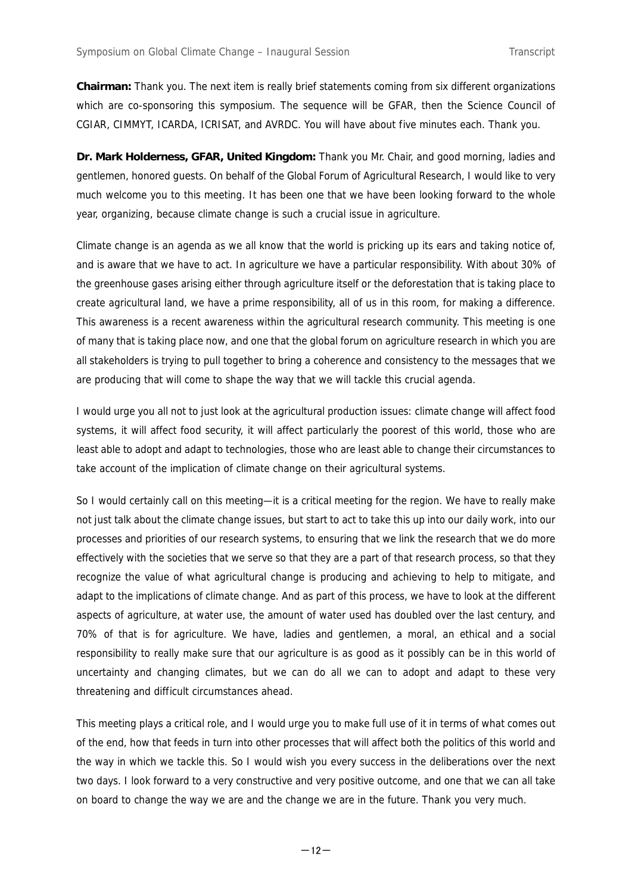**Chairman:** Thank you. The next item is really brief statements coming from six different organizations which are co-sponsoring this symposium. The sequence will be GFAR, then the Science Council of CGIAR, CIMMYT, ICARDA, ICRISAT, and AVRDC. You will have about five minutes each. Thank you.

**Dr. Mark Holderness, GFAR, United Kingdom:** Thank you Mr. Chair, and good morning, ladies and gentlemen, honored guests. On behalf of the Global Forum of Agricultural Research, I would like to very much welcome you to this meeting. It has been one that we have been looking forward to the whole year, organizing, because climate change is such a crucial issue in agriculture.

Climate change is an agenda as we all know that the world is pricking up its ears and taking notice of, and is aware that we have to act. In agriculture we have a particular responsibility. With about 30% of the greenhouse gases arising either through agriculture itself or the deforestation that is taking place to create agricultural land, we have a prime responsibility, all of us in this room, for making a difference. This awareness is a recent awareness within the agricultural research community. This meeting is one of many that is taking place now, and one that the global forum on agriculture research in which you are all stakeholders is trying to pull together to bring a coherence and consistency to the messages that we are producing that will come to shape the way that we will tackle this crucial agenda.

I would urge you all not to just look at the agricultural production issues: climate change will affect food systems, it will affect food security, it will affect particularly the poorest of this world, those who are least able to adopt and adapt to technologies, those who are least able to change their circumstances to take account of the implication of climate change on their agricultural systems.

So I would certainly call on this meeting—it is a critical meeting for the region. We have to really make not just talk about the climate change issues, but start to act to take this up into our daily work, into our processes and priorities of our research systems, to ensuring that we link the research that we do more effectively with the societies that we serve so that they are a part of that research process, so that they recognize the value of what agricultural change is producing and achieving to help to mitigate, and adapt to the implications of climate change. And as part of this process, we have to look at the different aspects of agriculture, at water use, the amount of water used has doubled over the last century, and 70% of that is for agriculture. We have, ladies and gentlemen, a moral, an ethical and a social responsibility to really make sure that our agriculture is as good as it possibly can be in this world of uncertainty and changing climates, but we can do all we can to adopt and adapt to these very threatening and difficult circumstances ahead.

This meeting plays a critical role, and I would urge you to make full use of it in terms of what comes out of the end, how that feeds in turn into other processes that will affect both the politics of this world and the way in which we tackle this. So I would wish you every success in the deliberations over the next two days. I look forward to a very constructive and very positive outcome, and one that we can all take on board to change the way we are and the change we are in the future. Thank you very much.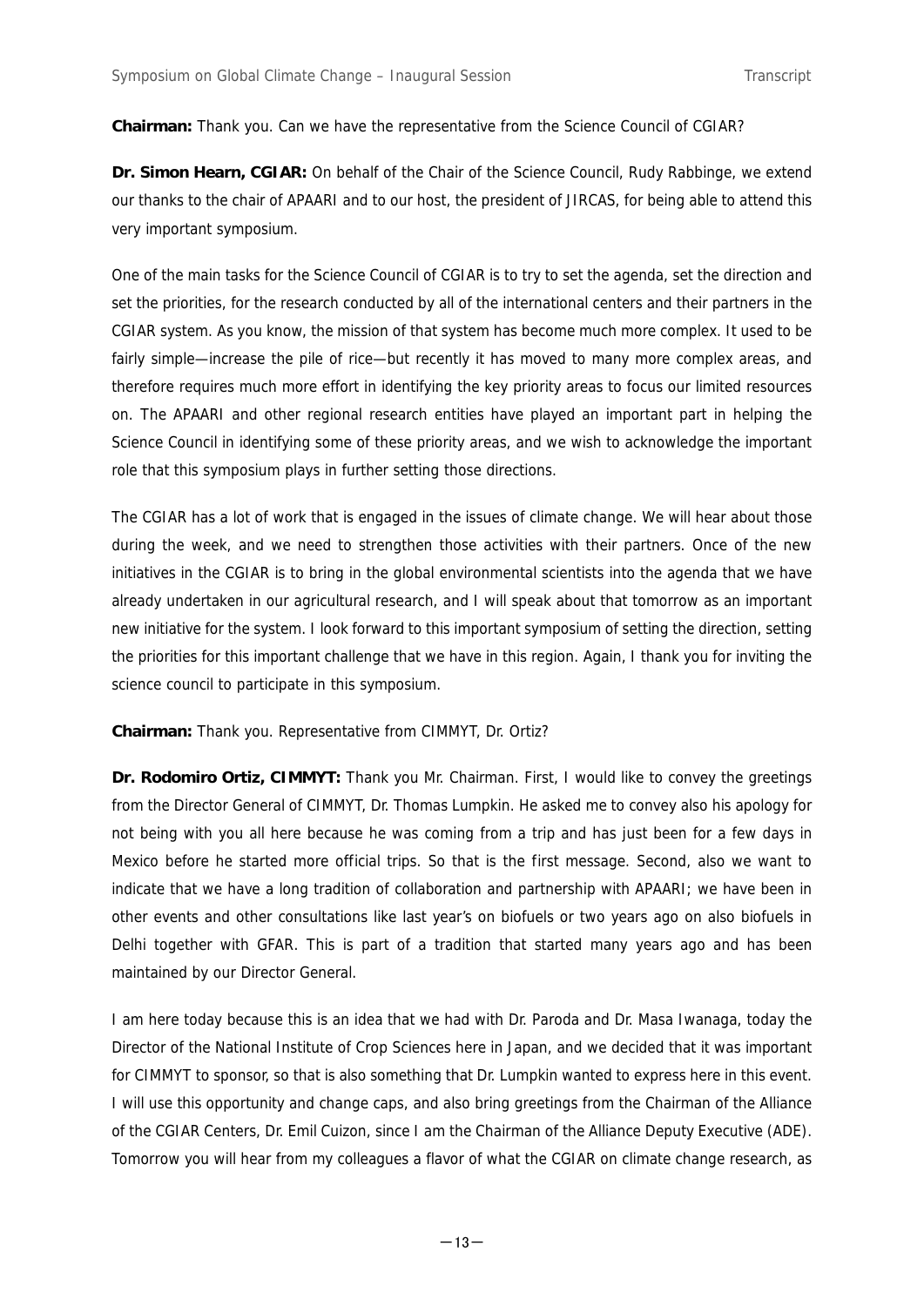**Chairman:** Thank you. Can we have the representative from the Science Council of CGIAR?

**Dr. Simon Hearn, CGIAR:** On behalf of the Chair of the Science Council, Rudy Rabbinge, we extend our thanks to the chair of APAARI and to our host, the president of JIRCAS, for being able to attend this very important symposium.

One of the main tasks for the Science Council of CGIAR is to try to set the agenda, set the direction and set the priorities, for the research conducted by all of the international centers and their partners in the CGIAR system. As you know, the mission of that system has become much more complex. It used to be fairly simple—increase the pile of rice—but recently it has moved to many more complex areas, and therefore requires much more effort in identifying the key priority areas to focus our limited resources on. The APAARI and other regional research entities have played an important part in helping the Science Council in identifying some of these priority areas, and we wish to acknowledge the important role that this symposium plays in further setting those directions.

The CGIAR has a lot of work that is engaged in the issues of climate change. We will hear about those during the week, and we need to strengthen those activities with their partners. Once of the new initiatives in the CGIAR is to bring in the global environmental scientists into the agenda that we have already undertaken in our agricultural research, and I will speak about that tomorrow as an important new initiative for the system. I look forward to this important symposium of setting the direction, setting the priorities for this important challenge that we have in this region. Again, I thank you for inviting the science council to participate in this symposium.

**Chairman:** Thank you. Representative from CIMMYT, Dr. Ortiz?

**Dr. Rodomiro Ortiz, CIMMYT:** Thank you Mr. Chairman. First, I would like to convey the greetings from the Director General of CIMMYT, Dr. Thomas Lumpkin. He asked me to convey also his apology for not being with you all here because he was coming from a trip and has just been for a few days in Mexico before he started more official trips. So that is the first message. Second, also we want to indicate that we have a long tradition of collaboration and partnership with APAARI; we have been in other events and other consultations like last year's on biofuels or two years ago on also biofuels in Delhi together with GFAR. This is part of a tradition that started many years ago and has been maintained by our Director General.

I am here today because this is an idea that we had with Dr. Paroda and Dr. Masa Iwanaga, today the Director of the National Institute of Crop Sciences here in Japan, and we decided that it was important for CIMMYT to sponsor, so that is also something that Dr. Lumpkin wanted to express here in this event. I will use this opportunity and change caps, and also bring greetings from the Chairman of the Alliance of the CGIAR Centers, Dr. Emil Cuizon, since I am the Chairman of the Alliance Deputy Executive (ADE). Tomorrow you will hear from my colleagues a flavor of what the CGIAR on climate change research, as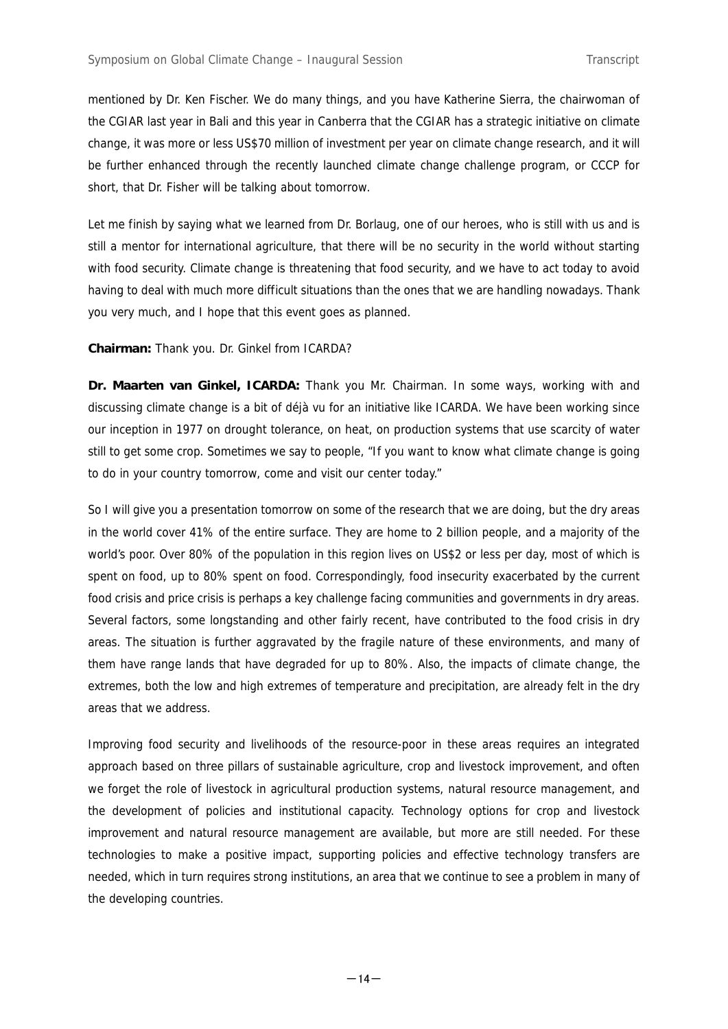mentioned by Dr. Ken Fischer. We do many things, and you have Katherine Sierra, the chairwoman of the CGIAR last year in Bali and this year in Canberra that the CGIAR has a strategic initiative on climate change, it was more or less US$70 million of investment per year on climate change research, and it will be further enhanced through the recently launched climate change challenge program, or CCCP for short, that Dr. Fisher will be talking about tomorrow.

Let me finish by saying what we learned from Dr. Borlaug, one of our heroes, who is still with us and is still a mentor for international agriculture, that there will be no security in the world without starting with food security. Climate change is threatening that food security, and we have to act today to avoid having to deal with much more difficult situations than the ones that we are handling nowadays. Thank you very much, and I hope that this event goes as planned.

**Chairman:** Thank you. Dr. Ginkel from ICARDA?

**Dr. Maarten van Ginkel, ICARDA:** Thank you Mr. Chairman. In some ways, working with and discussing climate change is a bit of déjà vu for an initiative like ICARDA. We have been working since our inception in 1977 on drought tolerance, on heat, on production systems that use scarcity of water still to get some crop. Sometimes we say to people, "If you want to know what climate change is going to do in your country tomorrow, come and visit our center today."

So I will give you a presentation tomorrow on some of the research that we are doing, but the dry areas in the world cover 41% of the entire surface. They are home to 2 billion people, and a majority of the world's poor. Over 80% of the population in this region lives on US$2 or less per day, most of which is spent on food, up to 80% spent on food. Correspondingly, food insecurity exacerbated by the current food crisis and price crisis is perhaps a key challenge facing communities and governments in dry areas. Several factors, some longstanding and other fairly recent, have contributed to the food crisis in dry areas. The situation is further aggravated by the fragile nature of these environments, and many of them have range lands that have degraded for up to 80%. Also, the impacts of climate change, the extremes, both the low and high extremes of temperature and precipitation, are already felt in the dry areas that we address.

Improving food security and livelihoods of the resource-poor in these areas requires an integrated approach based on three pillars of sustainable agriculture, crop and livestock improvement, and often we forget the role of livestock in agricultural production systems, natural resource management, and the development of policies and institutional capacity. Technology options for crop and livestock improvement and natural resource management are available, but more are still needed. For these technologies to make a positive impact, supporting policies and effective technology transfers are needed, which in turn requires strong institutions, an area that we continue to see a problem in many of the developing countries.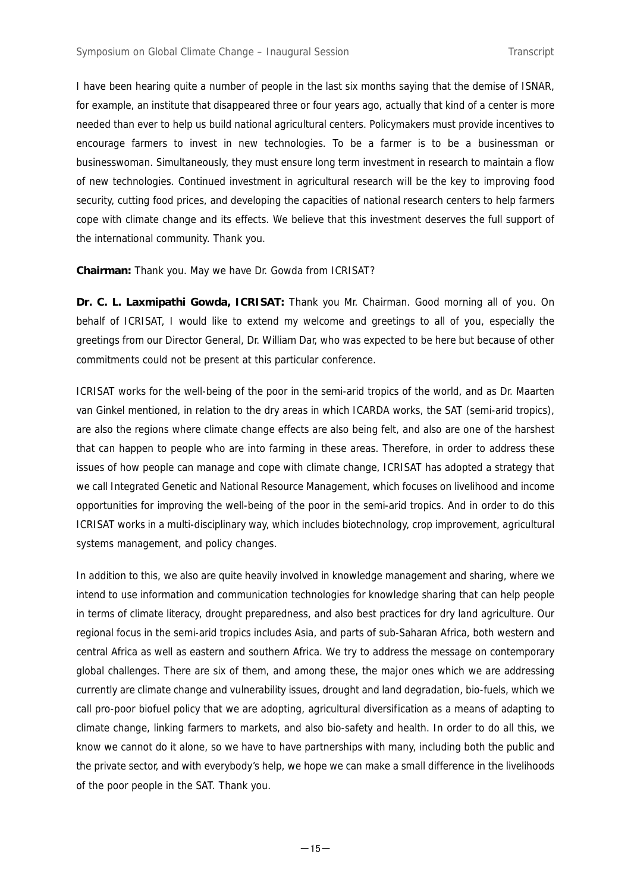I have been hearing quite a number of people in the last six months saying that the demise of ISNAR, for example, an institute that disappeared three or four years ago, actually that kind of a center is more needed than ever to help us build national agricultural centers. Policymakers must provide incentives to encourage farmers to invest in new technologies. To be a farmer is to be a businessman or businesswoman. Simultaneously, they must ensure long term investment in research to maintain a flow of new technologies. Continued investment in agricultural research will be the key to improving food security, cutting food prices, and developing the capacities of national research centers to help farmers cope with climate change and its effects. We believe that this investment deserves the full support of the international community. Thank you.

**Chairman:** Thank you. May we have Dr. Gowda from ICRISAT?

**Dr. C. L. Laxmipathi Gowda, ICRISAT:** Thank you Mr. Chairman. Good morning all of you. On behalf of ICRISAT, I would like to extend my welcome and greetings to all of you, especially the greetings from our Director General, Dr. William Dar, who was expected to be here but because of other commitments could not be present at this particular conference.

ICRISAT works for the well-being of the poor in the semi-arid tropics of the world, and as Dr. Maarten van Ginkel mentioned, in relation to the dry areas in which ICARDA works, the SAT (semi-arid tropics), are also the regions where climate change effects are also being felt, and also are one of the harshest that can happen to people who are into farming in these areas. Therefore, in order to address these issues of how people can manage and cope with climate change, ICRISAT has adopted a strategy that we call Integrated Genetic and National Resource Management, which focuses on livelihood and income opportunities for improving the well-being of the poor in the semi-arid tropics. And in order to do this ICRISAT works in a multi-disciplinary way, which includes biotechnology, crop improvement, agricultural systems management, and policy changes.

In addition to this, we also are quite heavily involved in knowledge management and sharing, where we intend to use information and communication technologies for knowledge sharing that can help people in terms of climate literacy, drought preparedness, and also best practices for dry land agriculture. Our regional focus in the semi-arid tropics includes Asia, and parts of sub-Saharan Africa, both western and central Africa as well as eastern and southern Africa. We try to address the message on contemporary global challenges. There are six of them, and among these, the major ones which we are addressing currently are climate change and vulnerability issues, drought and land degradation, bio-fuels, which we call pro-poor biofuel policy that we are adopting, agricultural diversification as a means of adapting to climate change, linking farmers to markets, and also bio-safety and health. In order to do all this, we know we cannot do it alone, so we have to have partnerships with many, including both the public and the private sector, and with everybody's help, we hope we can make a small difference in the livelihoods of the poor people in the SAT. Thank you.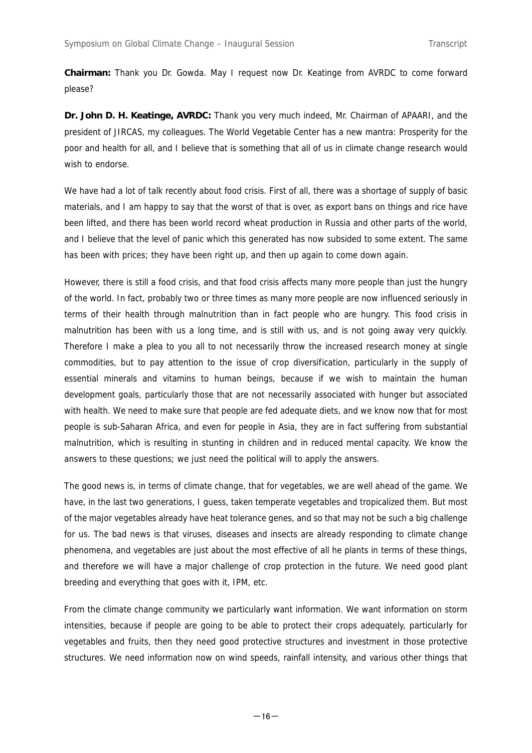**Chairman:** Thank you Dr. Gowda. May I request now Dr. Keatinge from AVRDC to come forward please?

**Dr. John D. H. Keatinge, AVRDC:** Thank you very much indeed, Mr. Chairman of APAARI, and the president of JIRCAS, my colleagues. The World Vegetable Center has a new mantra: Prosperity for the poor and health for all, and I believe that is something that all of us in climate change research would wish to endorse.

We have had a lot of talk recently about food crisis. First of all, there was a shortage of supply of basic materials, and I am happy to say that the worst of that is over, as export bans on things and rice have been lifted, and there has been world record wheat production in Russia and other parts of the world, and I believe that the level of panic which this generated has now subsided to some extent. The same has been with prices; they have been right up, and then up again to come down again.

However, there is still a food crisis, and that food crisis affects many more people than just the hungry of the world. In fact, probably two or three times as many more people are now influenced seriously in terms of their health through malnutrition than in fact people who are hungry. This food crisis in malnutrition has been with us a long time, and is still with us, and is not going away very quickly. Therefore I make a plea to you all to not necessarily throw the increased research money at single commodities, but to pay attention to the issue of crop diversification, particularly in the supply of essential minerals and vitamins to human beings, because if we wish to maintain the human development goals, particularly those that are not necessarily associated with hunger but associated with health. We need to make sure that people are fed adequate diets, and we know now that for most people is sub-Saharan Africa, and even for people in Asia, they are in fact suffering from substantial malnutrition, which is resulting in stunting in children and in reduced mental capacity. We know the answers to these questions; we just need the political will to apply the answers.

The good news is, in terms of climate change, that for vegetables, we are well ahead of the game. We have, in the last two generations, I guess, taken temperate vegetables and tropicalized them. But most of the major vegetables already have heat tolerance genes, and so that may not be such a big challenge for us. The bad news is that viruses, diseases and insects are already responding to climate change phenomena, and vegetables are just about the most effective of all he plants in terms of these things, and therefore we will have a major challenge of crop protection in the future. We need good plant breeding and everything that goes with it, IPM, etc.

From the climate change community we particularly want information. We want information on storm intensities, because if people are going to be able to protect their crops adequately, particularly for vegetables and fruits, then they need good protective structures and investment in those protective structures. We need information now on wind speeds, rainfall intensity, and various other things that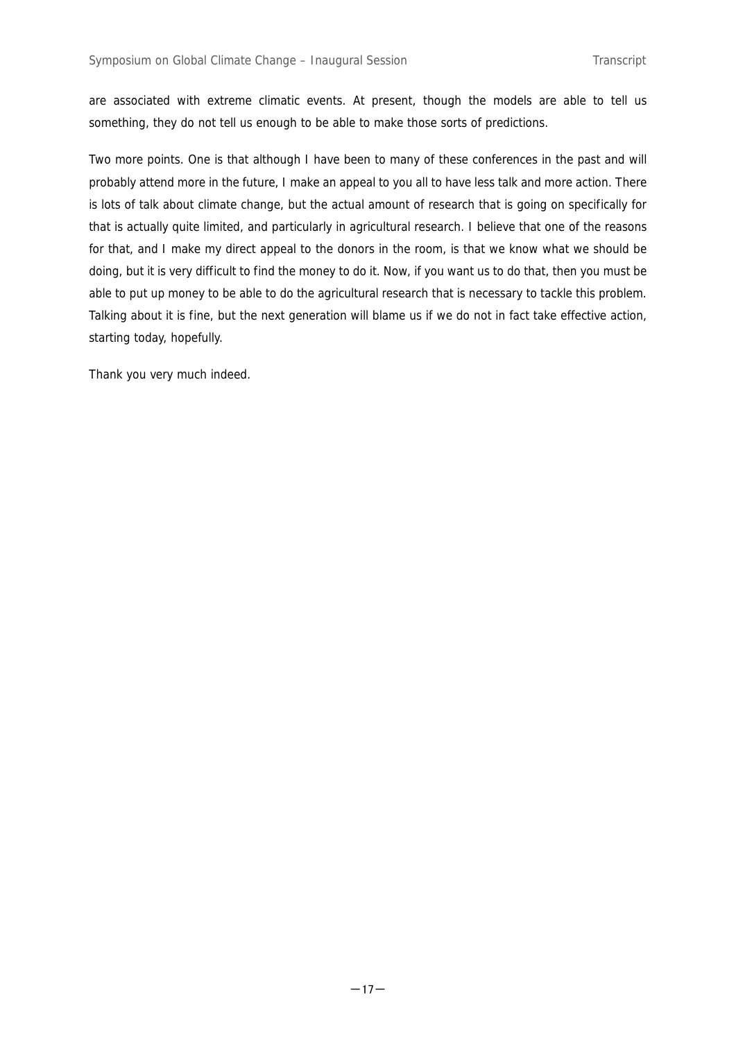are associated with extreme climatic events. At present, though the models are able to tell us something, they do not tell us enough to be able to make those sorts of predictions.

Two more points. One is that although I have been to many of these conferences in the past and will probably attend more in the future, I make an appeal to you all to have less talk and more action. There is lots of talk about climate change, but the actual amount of research that is going on specifically for that is actually quite limited, and particularly in agricultural research. I believe that one of the reasons for that, and I make my direct appeal to the donors in the room, is that we know what we should be doing, but it is very difficult to find the money to do it. Now, if you want us to do that, then you must be able to put up money to be able to do the agricultural research that is necessary to tackle this problem. Talking about it is fine, but the next generation will blame us if we do not in fact take effective action, starting today, hopefully.

Thank you very much indeed.